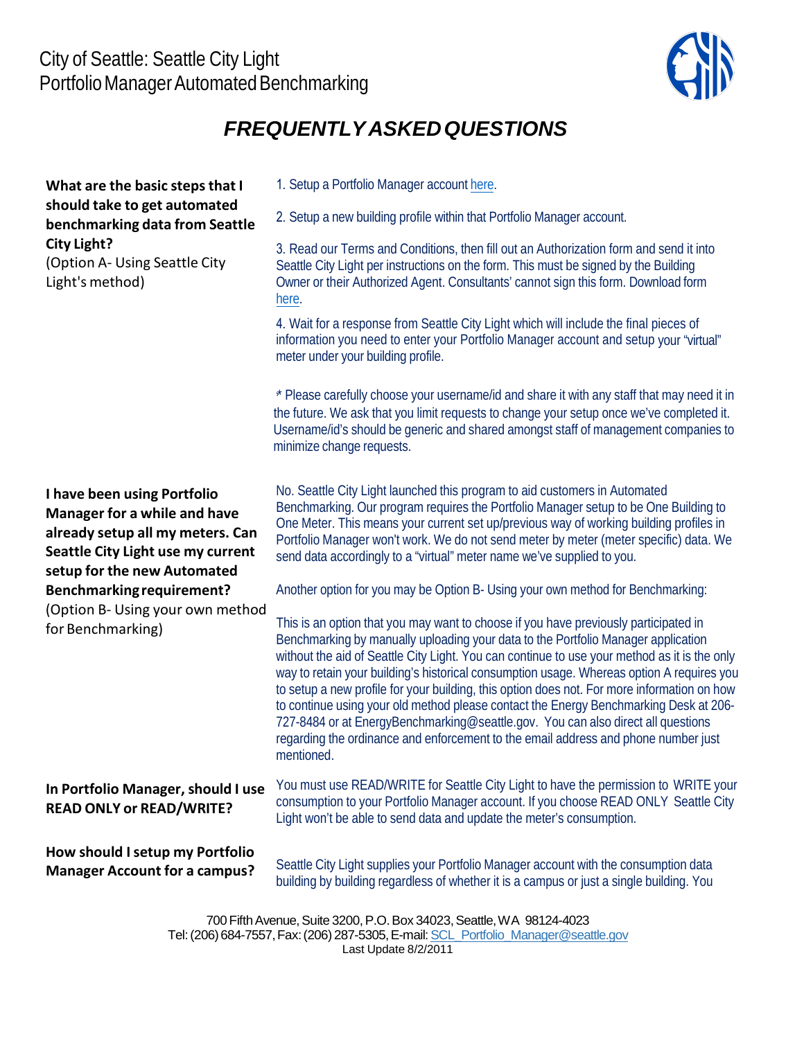City of Seattle: Seattle City Light
Portfolio Manager Automated Benchmarking

# *FREQUENTLY ASKED QUESTIONS*

**What are the basic steps that I should take to get automated benchmarking data from Seattle City Light?**
(Option A- Using Seattle City Light's method)

1. Setup a Portfolio Manager account here.

2. Setup a new building profile within that Portfolio Manager account.

3. Read our Terms and Conditions, then fill out an Authorization form and send it into Seattle City Light per instructions on the form. This must be signed by the Building Owner or their Authorized Agent. Consultants' cannot sign this form. Download form here.

4. Wait for a response from Seattle City Light which will include the final pieces of information you need to enter your Portfolio Manager account and setup your "virtual" meter under your building profile.

* Please carefully choose your username/id and share it with any staff that may need it in the future. We ask that you limit requests to change your setup once we've completed it. Username/id's should be generic and shared amongst staff of management companies to minimize change requests.

**I have been using Portfolio Manager for a while and have already setup all my meters. Can Seattle City Light use my current setup for the new Automated Benchmarking requirement?**
(Option B- Using your own method for Benchmarking)

No. Seattle City Light launched this program to aid customers in Automated Benchmarking. Our program requires the Portfolio Manager setup to be One Building to One Meter. This means your current set up/previous way of working building profiles in Portfolio Manager won't work. We do not send meter by meter (meter specific) data. We send data accordingly to a "virtual" meter name we've supplied to you.

Another option for you may be Option B- Using your own method for Benchmarking:

This is an option that you may want to choose if you have previously participated in Benchmarking by manually uploading your data to the Portfolio Manager application without the aid of Seattle City Light. You can continue to use your method as it is the only way to retain your building's historical consumption usage. Whereas option A requires you to setup a new profile for your building, this option does not. For more information on how to continue using your old method please contact the Energy Benchmarking Desk at 206-727-8484 or at EnergyBenchmarking@seattle.gov. You can also direct all questions regarding the ordinance and enforcement to the email address and phone number just mentioned.

**In Portfolio Manager, should I use READ ONLY or READ/WRITE?**

You must use READ/WRITE for Seattle City Light to have the permission to WRITE your consumption to your Portfolio Manager account. If you choose READ ONLY Seattle City Light won't be able to send data and update the meter's consumption.

**How should I setup my Portfolio Manager Account for a campus?**

Seattle City Light supplies your Portfolio Manager account with the consumption data building by building regardless of whether it is a campus or just a single building. You

700 Fifth Avenue, Suite 3200, P.O. Box 34023, Seattle, WA 98124-4023
Tel: (206) 684-7557, Fax: (206) 287-5305, E-mail: SCL_Portfolio_Manager@seattle.gov
Last Update 8/2/2011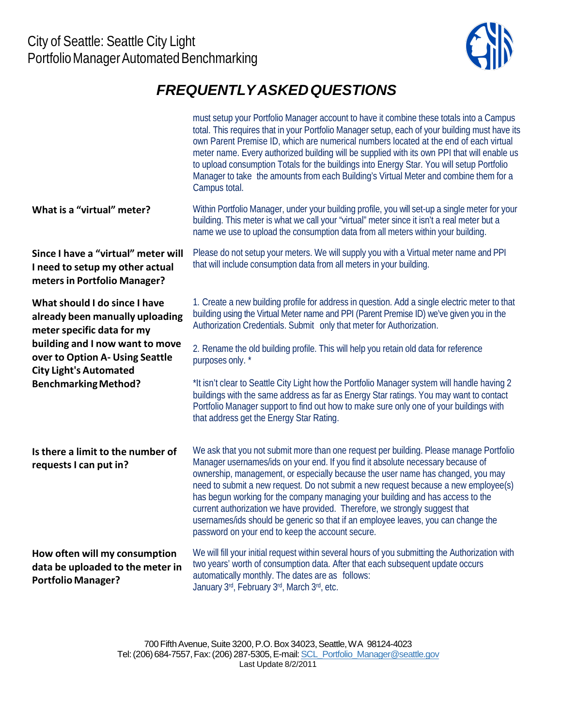must setup your Portfolio Manager account to have it combine these totals into a Campus total. This requires that in your Portfolio Manager setup, each of your building must have its own Parent Premise ID, which are numerical numbers located at the end of each virtual meter name. Every authorized building will be supplied with its own PPI that will enable us to upload consumption Totals for the buildings into Energy Star. You will setup Portfolio Manager to take the amounts from each Building's Virtual Meter and combine them for a Campus total.

**What is a "virtual" meter?**

Within Portfolio Manager, under your building profile, you will set-up a single meter for your building. This meter is what we call your "virtual" meter since it isn't a real meter but a name we use to upload the consumption data from all meters within your building.

**Since I have a "virtual" meter will I need to setup my other actual meters in Portfolio Manager?**

Please do not setup your meters. We will supply you with a Virtual meter name and PPI that will include consumption data from all meters in your building.

**What should I do since I have already been manually uploading meter specific data for my building and I now want to move over to Option A- Using Seattle City Light's Automated Benchmarking Method?**

1. Create a new building profile for address in question. Add a single electric meter to that building using the Virtual Meter name and PPI (Parent Premise ID) we've given you in the Authorization Credentials. Submit only that meter for Authorization.

2. Rename the old building profile. This will help you retain old data for reference purposes only. *

*It isn't clear to Seattle City Light how the Portfolio Manager system will handle having 2 buildings with the same address as far as Energy Star ratings. You may want to contact Portfolio Manager support to find out how to make sure only one of your buildings with that address get the Energy Star Rating.

**Is there a limit to the number of requests I can put in?**

We ask that you not submit more than one request per building. Please manage Portfolio Manager usernames/ids on your end. If you find it absolute necessary because of ownership, management, or especially because the user name has changed, you may need to submit a new request. Do not submit a new request because a new employee(s) has begun working for the company managing your building and has access to the current authorization we have provided. Therefore, we strongly suggest that usernames/ids should be generic so that if an employee leaves, you can change the password on your end to keep the account secure.

**How often will my consumption data be uploaded to the meter in Portfolio Manager?**

We will fill your initial request within several hours of you submitting the Authorization with two years' worth of consumption data. After that each subsequent update occurs automatically monthly. The dates are as follows:
January 3rd, February 3rd, March 3rd, etc.

700 Fifth Avenue, Suite 3200, P.O. Box 34023, Seattle, WA 98124-4023
Tel: (206) 684-7557, Fax: (206) 287-5305, E-mail: SCL_Portfolio_Manager@seattle.gov
Last Update 8/2/2011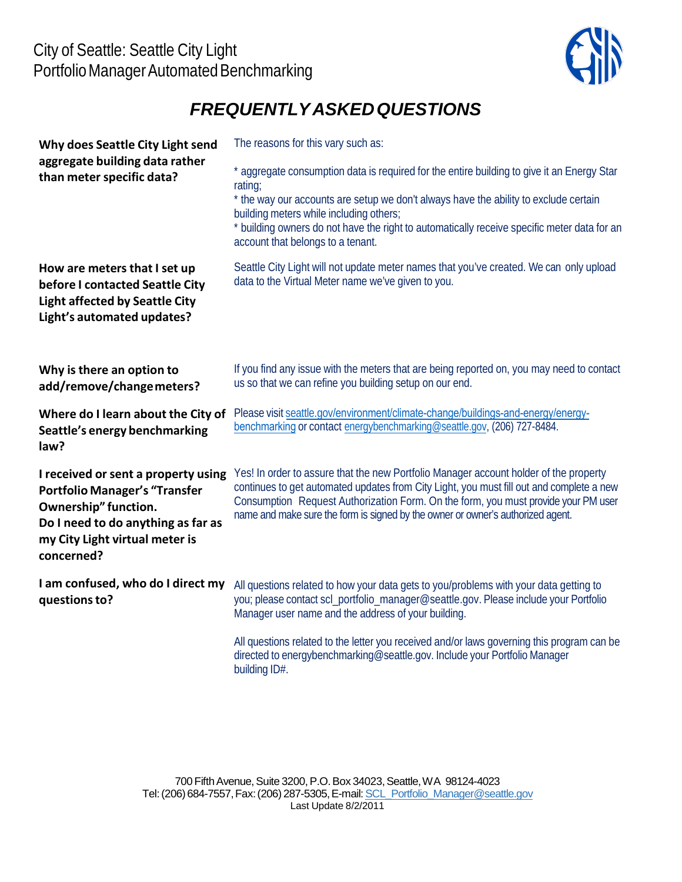City of Seattle: Seattle City Light
Portfolio Manager Automated Benchmarking

# *FREQUENTLY ASKED QUESTIONS*

**Why does Seattle City Light send aggregate building data rather than meter specific data?**

The reasons for this vary such as:

* aggregate consumption data is required for the entire building to give it an Energy Star rating;
* the way our accounts are setup we don't always have the ability to exclude certain building meters while including others;
* building owners do not have the right to automatically receive specific meter data for an account that belongs to a tenant.

**How are meters that I set up before I contacted Seattle City Light affected by Seattle City Light's automated updates?**

Seattle City Light will not update meter names that you've created. We can only upload data to the Virtual Meter name we've given to you.

**Why is there an option to add/remove/change meters?**

If you find any issue with the meters that are being reported on, you may need to contact us so that we can refine you building setup on our end.

**Where do I learn about the City of Seattle's energy benchmarking law?**

Please visit seattle.gov/environment/climate-change/buildings-and-energy/energy-benchmarking or contact energybenchmarking@seattle.gov, (206) 727-8484.

**I received or sent a property using Portfolio Manager's "Transfer Ownership" function. Do I need to do anything as far as my City Light virtual meter is concerned?**

Yes! In order to assure that the new Portfolio Manager account holder of the property continues to get automated updates from City Light, you must fill out and complete a new Consumption Request Authorization Form. On the form, you must provide your PM user name and make sure the form is signed by the owner or owner's authorized agent.

**I am confused, who do I direct my questions to?**

All questions related to how your data gets to you/problems with your data getting to you; please contact scl_portfolio_manager@seattle.gov. Please include your Portfolio Manager user name and the address of your building.

All questions related to the letter you received and/or laws governing this program can be directed to energybenchmarking@seattle.gov. Include your Portfolio Manager building ID#.

700 Fifth Avenue, Suite 3200, P.O. Box 34023, Seattle, WA 98124-4023
Tel: (206) 684-7557, Fax: (206) 287-5305, E-mail: SCL_Portfolio_Manager@seattle.gov
Last Update 8/2/2011